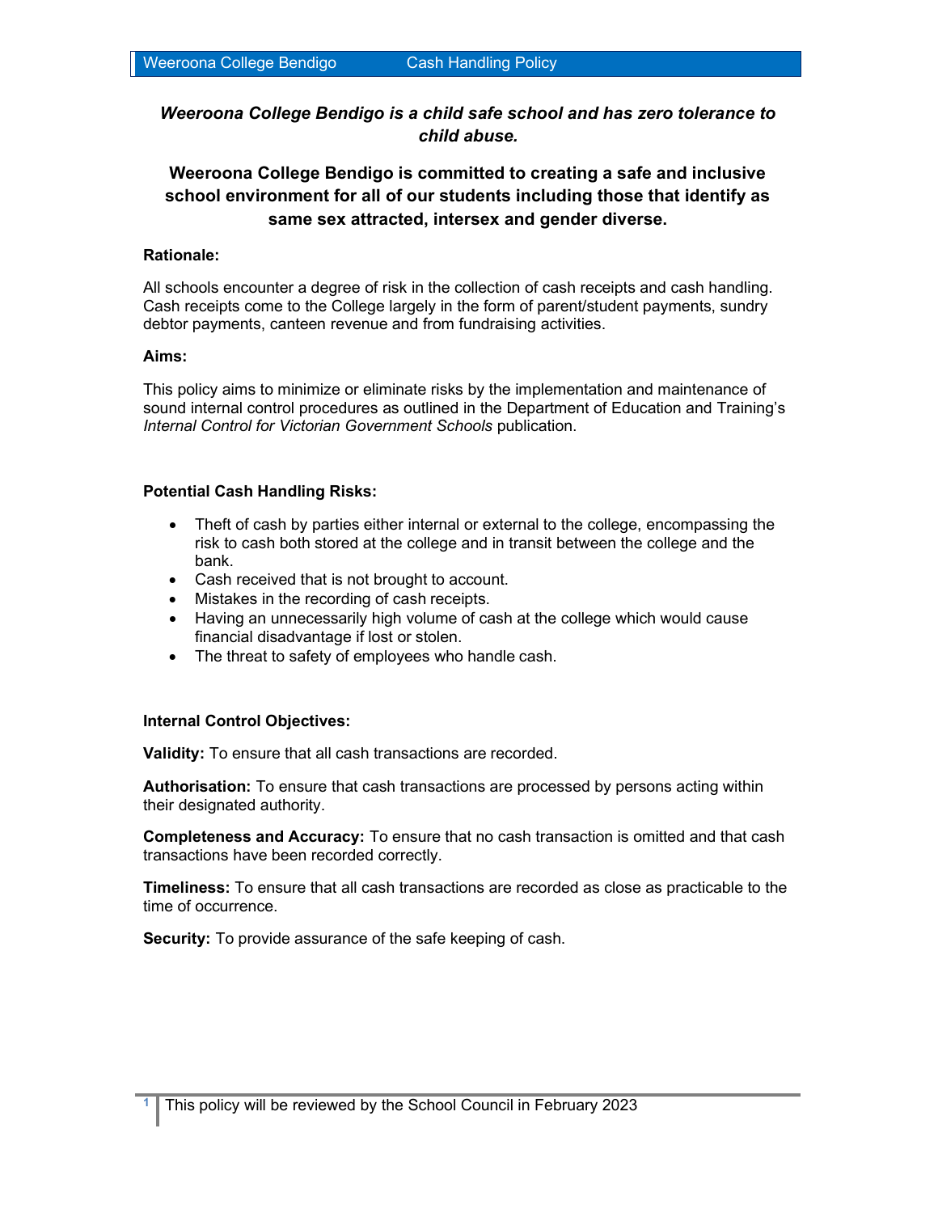***Weeroona College Bendigo is a child safe school and has zero tolerance to child abuse.***

**Weeroona College Bendigo is committed to creating a safe and inclusive school environment for all of our students including those that identify as same sex attracted, intersex and gender diverse.**

**Rationale:**

All schools encounter a degree of risk in the collection of cash receipts and cash handling. Cash receipts come to the College largely in the form of parent/student payments, sundry debtor payments, canteen revenue and from fundraising activities.

**Aims:**

This policy aims to minimize or eliminate risks by the implementation and maintenance of sound internal control procedures as outlined in the Department of Education and Training's *Internal Control for Victorian Government Schools* publication.

**Potential Cash Handling Risks:**

- Theft of cash by parties either internal or external to the college, encompassing the risk to cash both stored at the college and in transit between the college and the bank.
- Cash received that is not brought to account.
- Mistakes in the recording of cash receipts.
- Having an unnecessarily high volume of cash at the college which would cause financial disadvantage if lost or stolen.
- The threat to safety of employees who handle cash.

**Internal Control Objectives:**

**Validity:** To ensure that all cash transactions are recorded.

**Authorisation:** To ensure that cash transactions are processed by persons acting within their designated authority.

**Completeness and Accuracy:** To ensure that no cash transaction is omitted and that cash transactions have been recorded correctly.

**Timeliness:** To ensure that all cash transactions are recorded as close as practicable to the time of occurrence.

**Security:** To provide assurance of the safe keeping of cash.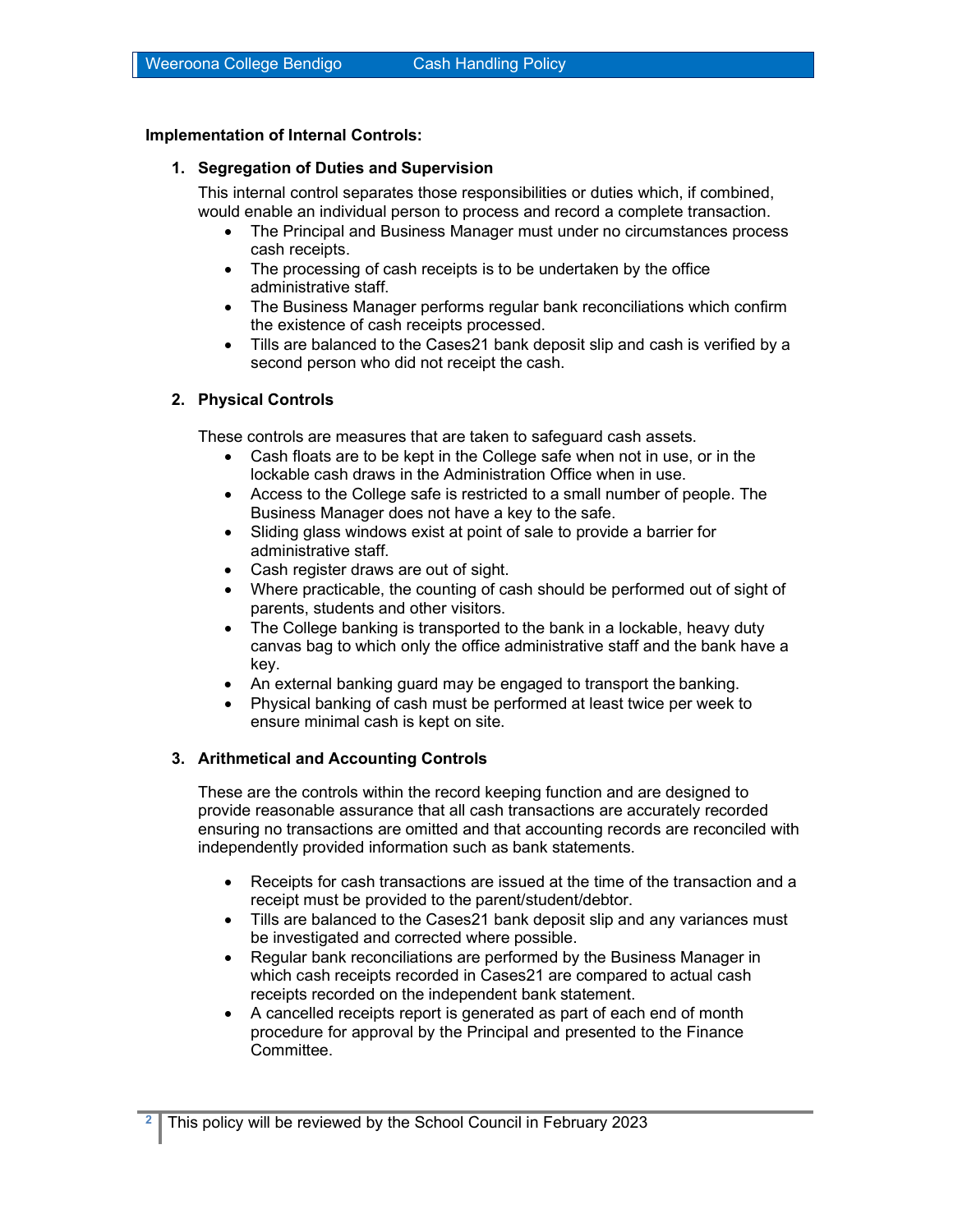**Implementation of Internal Controls:**

1. **Segregation of Duties and Supervision**

   This internal control separates those responsibilities or duties which, if combined, would enable an individual person to process and record a complete transaction.
   - The Principal and Business Manager must under no circumstances process cash receipts.
   - The processing of cash receipts is to be undertaken by the office administrative staff.
   - The Business Manager performs regular bank reconciliations which confirm the existence of cash receipts processed.
   - Tills are balanced to the Cases21 bank deposit slip and cash is verified by a second person who did not receipt the cash.

2. **Physical Controls**

   These controls are measures that are taken to safeguard cash assets.
   - Cash floats are to be kept in the College safe when not in use, or in the lockable cash draws in the Administration Office when in use.
   - Access to the College safe is restricted to a small number of people. The Business Manager does not have a key to the safe.
   - Sliding glass windows exist at point of sale to provide a barrier for administrative staff.
   - Cash register draws are out of sight.
   - Where practicable, the counting of cash should be performed out of sight of parents, students and other visitors.
   - The College banking is transported to the bank in a lockable, heavy duty canvas bag to which only the office administrative staff and the bank have a key.
   - An external banking guard may be engaged to transport the banking.
   - Physical banking of cash must be performed at least twice per week to ensure minimal cash is kept on site.

3. **Arithmetical and Accounting Controls**

   These are the controls within the record keeping function and are designed to provide reasonable assurance that all cash transactions are accurately recorded ensuring no transactions are omitted and that accounting records are reconciled with independently provided information such as bank statements.

   - Receipts for cash transactions are issued at the time of the transaction and a receipt must be provided to the parent/student/debtor.
   - Tills are balanced to the Cases21 bank deposit slip and any variances must be investigated and corrected where possible.
   - Regular bank reconciliations are performed by the Business Manager in which cash receipts recorded in Cases21 are compared to actual cash receipts recorded on the independent bank statement.
   - A cancelled receipts report is generated as part of each end of month procedure for approval by the Principal and presented to the Finance Committee.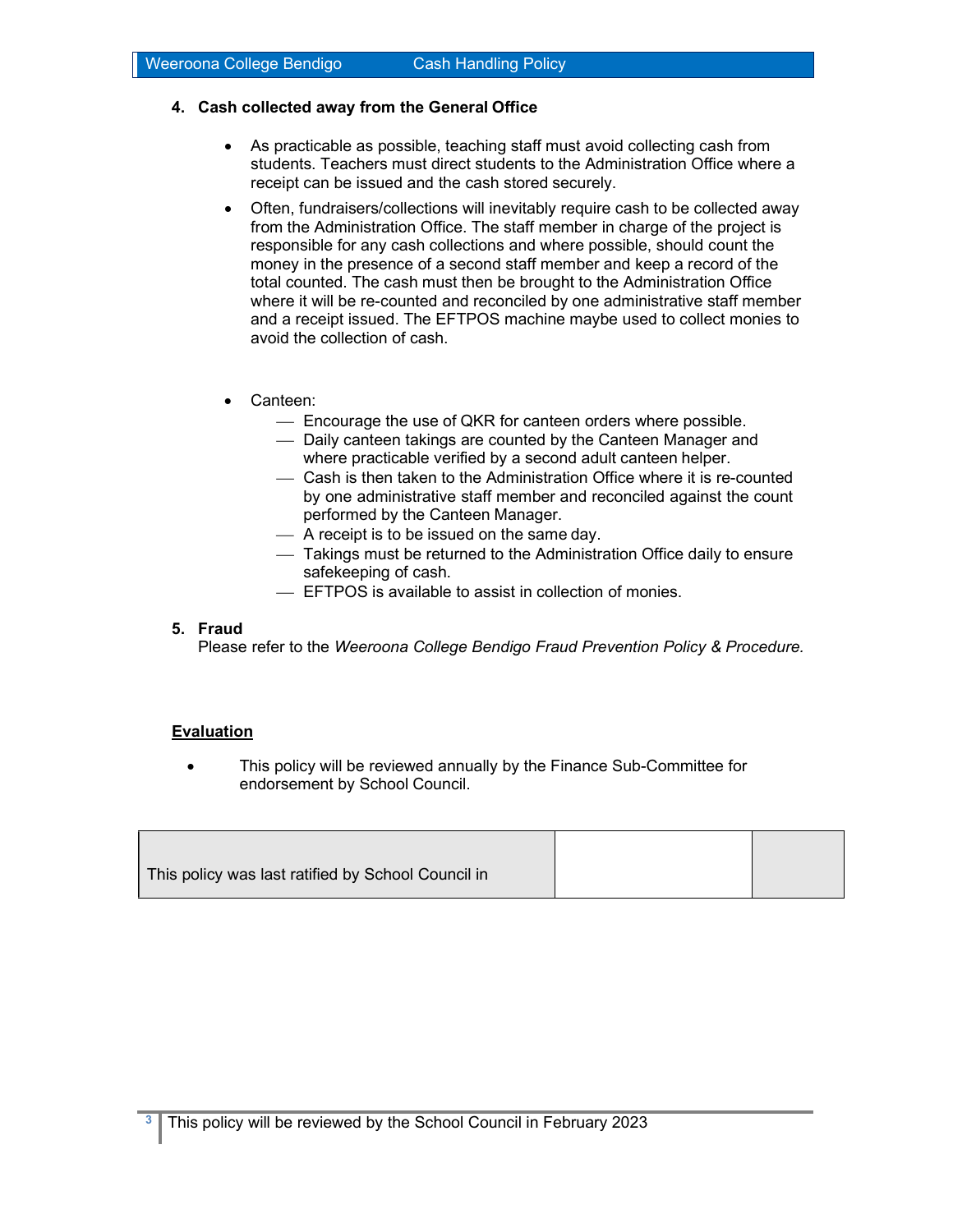## 4. Cash collected away from the General Office

- As practicable as possible, teaching staff must avoid collecting cash from students. Teachers must direct students to the Administration Office where a receipt can be issued and the cash stored securely.
- Often, fundraisers/collections will inevitably require cash to be collected away from the Administration Office. The staff member in charge of the project is responsible for any cash collections and where possible, should count the money in the presence of a second staff member and keep a record of the total counted. The cash must then be brought to the Administration Office where it will be re-counted and reconciled by one administrative staff member and a receipt issued. The EFTPOS machine maybe used to collect monies to avoid the collection of cash.

- Canteen:
  - Encourage the use of QKR for canteen orders where possible.
  - Daily canteen takings are counted by the Canteen Manager and where practicable verified by a second adult canteen helper.
  - Cash is then taken to the Administration Office where it is re-counted by one administrative staff member and reconciled against the count performed by the Canteen Manager.
  - A receipt is to be issued on the same day.
  - Takings must be returned to the Administration Office daily to ensure safekeeping of cash.
  - EFTPOS is available to assist in collection of monies.

## 5. Fraud

Please refer to the *Weeroona College Bendigo Fraud Prevention Policy & Procedure.*

## Evaluation

- This policy will be reviewed annually by the Finance Sub-Committee for endorsement by School Council.

| | | |
|---|---|---|
| This policy was last ratified by School Council in | | |

This policy will be reviewed by the School Council in February 2023